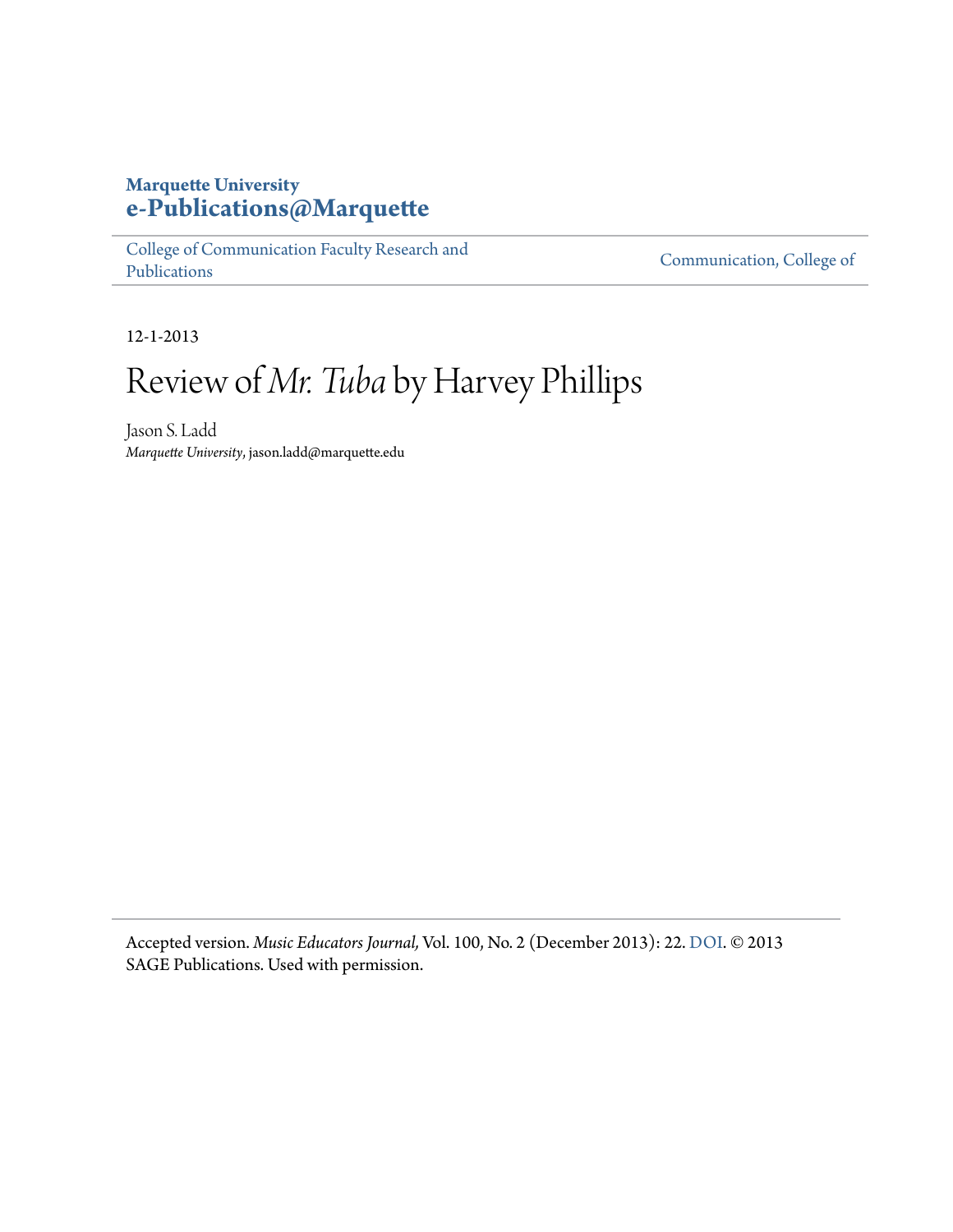**Marquette University**
**e-Publications@Marquette**

College of Communication Faculty Research and Publications | Communication, College of

12-1-2013

# Review of *Mr. Tuba* by Harvey Phillips

Jason S. Ladd
*Marquette University*, jason.ladd@marquette.edu

---

Accepted version. *Music Educators Journal,* Vol. 100, No. 2 (December 2013): 22. DOI. © 2013 SAGE Publications. Used with permission.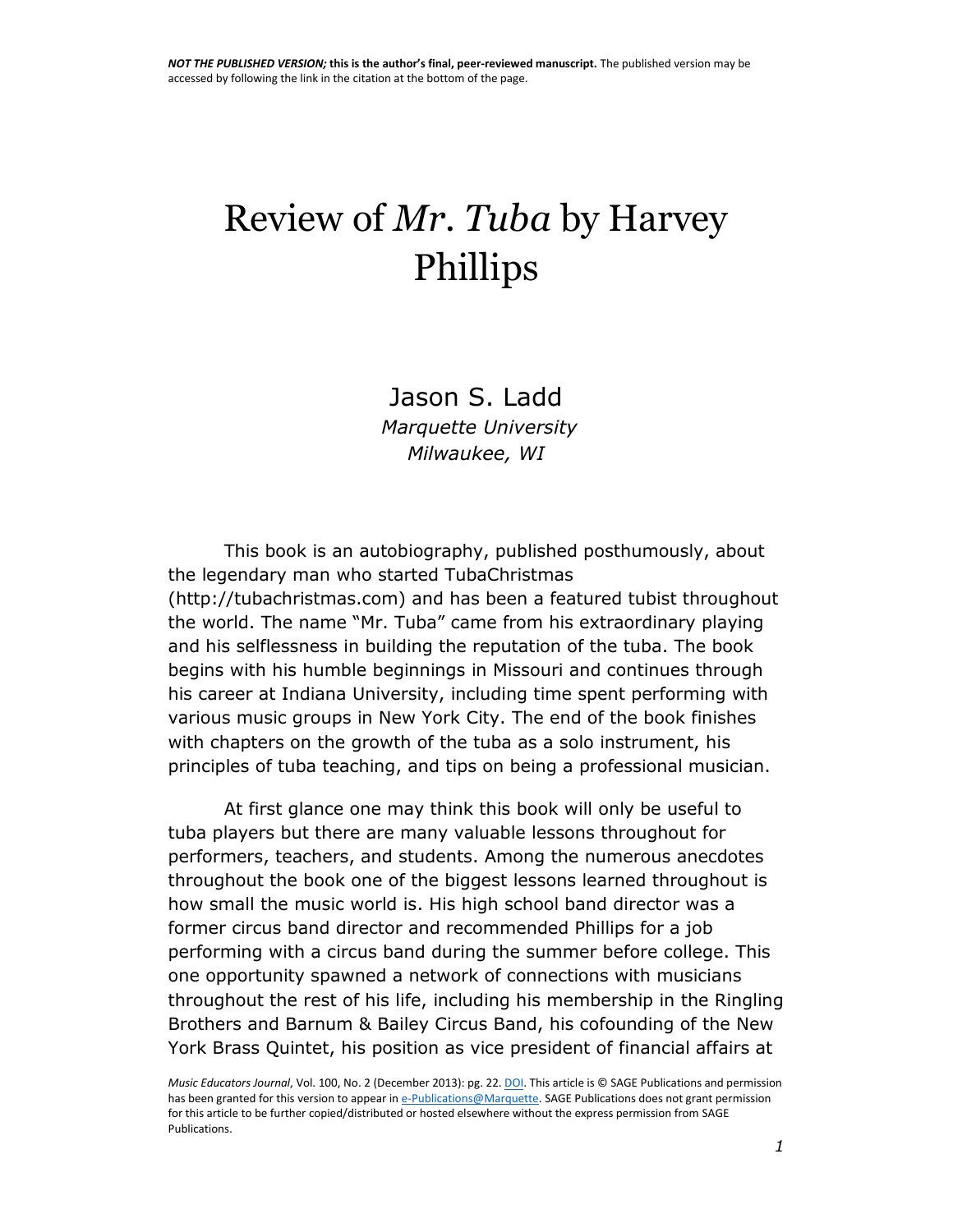# Review of *Mr. Tuba* by Harvey Phillips

Jason S. Ladd
*Marquette University*
*Milwaukee, WI*

This book is an autobiography, published posthumously, about the legendary man who started TubaChristmas (http://tubachristmas.com) and has been a featured tubist throughout the world. The name "Mr. Tuba" came from his extraordinary playing and his selflessness in building the reputation of the tuba. The book begins with his humble beginnings in Missouri and continues through his career at Indiana University, including time spent performing with various music groups in New York City. The end of the book finishes with chapters on the growth of the tuba as a solo instrument, his principles of tuba teaching, and tips on being a professional musician.

At first glance one may think this book will only be useful to tuba players but there are many valuable lessons throughout for performers, teachers, and students. Among the numerous anecdotes throughout the book one of the biggest lessons learned throughout is how small the music world is. His high school band director was a former circus band director and recommended Phillips for a job performing with a circus band during the summer before college. This one opportunity spawned a network of connections with musicians throughout the rest of his life, including his membership in the Ringling Brothers and Barnum & Bailey Circus Band, his cofounding of the New York Brass Quintet, his position as vice president of financial affairs at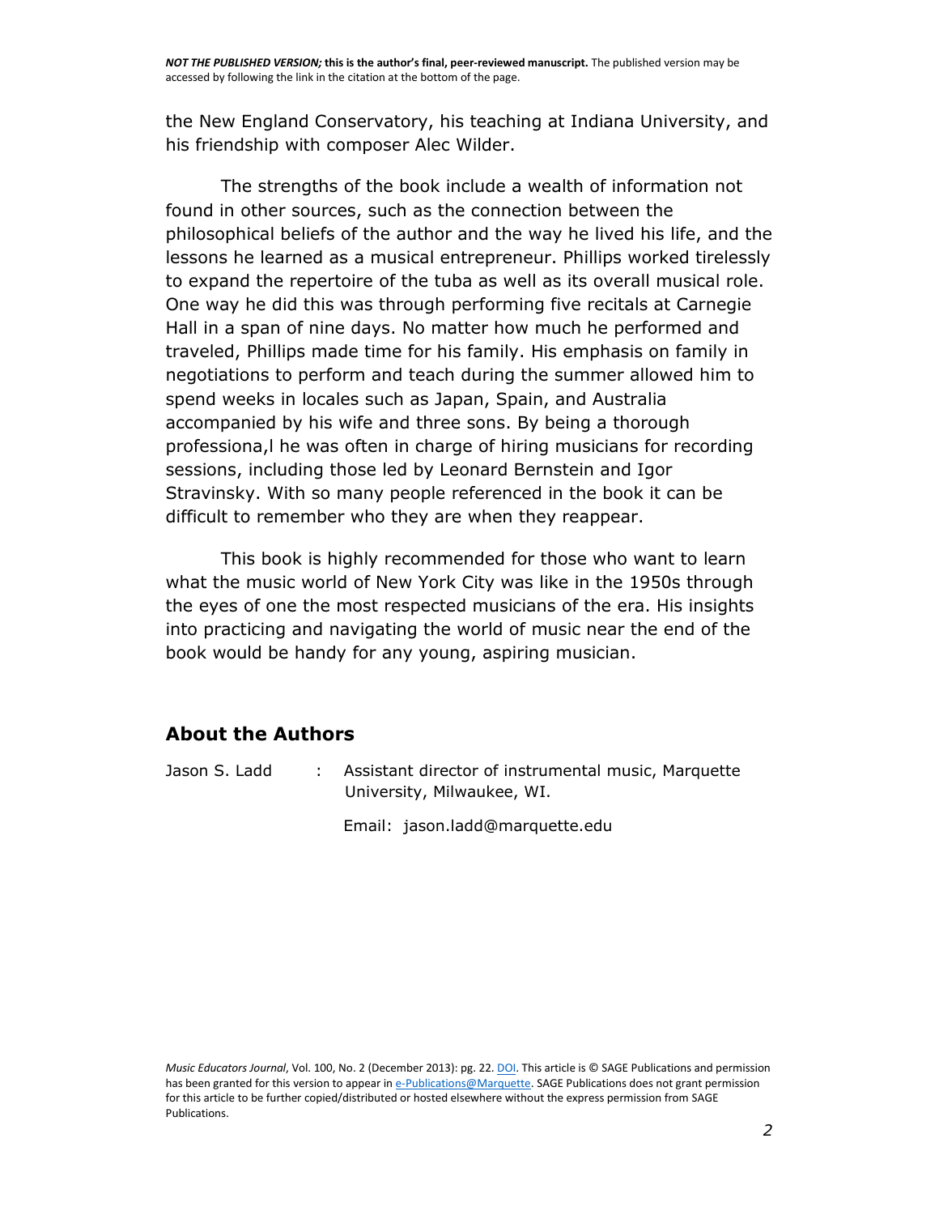the New England Conservatory, his teaching at Indiana University, and his friendship with composer Alec Wilder.

The strengths of the book include a wealth of information not found in other sources, such as the connection between the philosophical beliefs of the author and the way he lived his life, and the lessons he learned as a musical entrepreneur. Phillips worked tirelessly to expand the repertoire of the tuba as well as its overall musical role. One way he did this was through performing five recitals at Carnegie Hall in a span of nine days. No matter how much he performed and traveled, Phillips made time for his family. His emphasis on family in negotiations to perform and teach during the summer allowed him to spend weeks in locales such as Japan, Spain, and Australia accompanied by his wife and three sons. By being a thorough professiona,l he was often in charge of hiring musicians for recording sessions, including those led by Leonard Bernstein and Igor Stravinsky. With so many people referenced in the book it can be difficult to remember who they are when they reappear.

This book is highly recommended for those who want to learn what the music world of New York City was like in the 1950s through the eyes of one the most respected musicians of the era. His insights into practicing and navigating the world of music near the end of the book would be handy for any young, aspiring musician.

## About the Authors

Jason S. Ladd : Assistant director of instrumental music, Marquette University, Milwaukee, WI.

Email: jason.ladd@marquette.edu